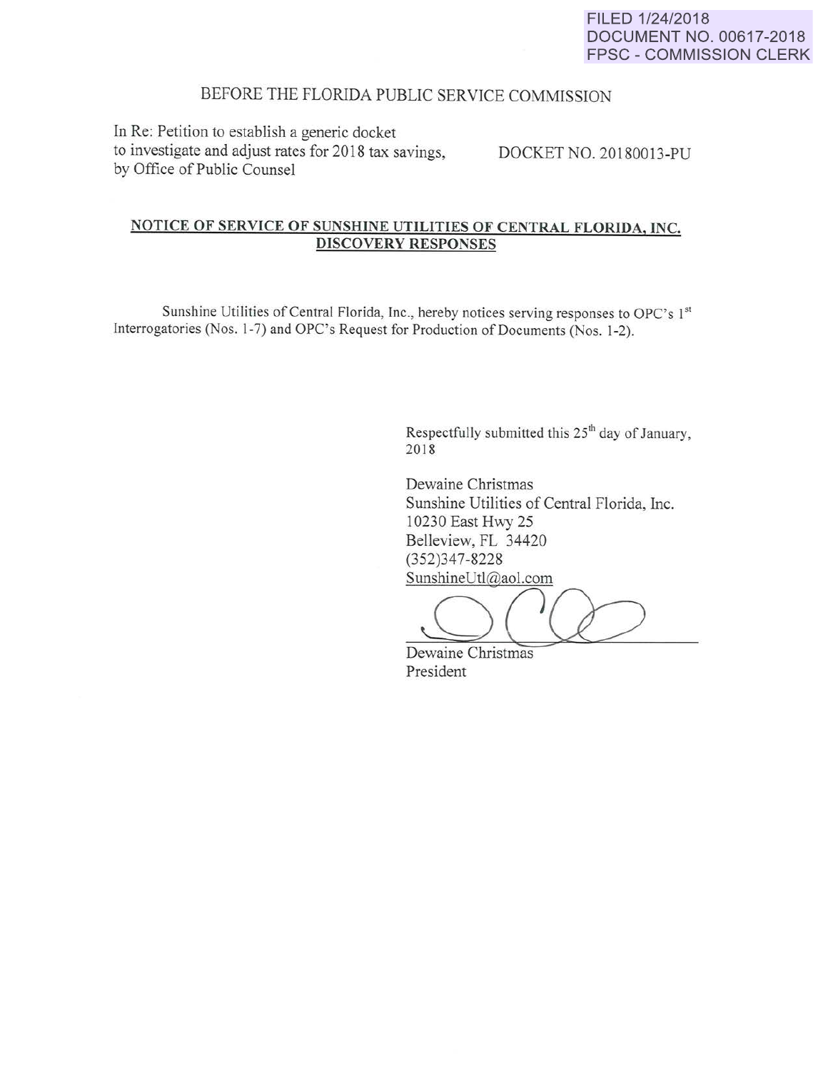FILED 1/24/2018
DOCUMENT NO. 00617-2018
FPSC - COMMISSION CLERK

BEFORE THE FLORIDA PUBLIC SERVICE COMMISSION

In Re: Petition to establish a generic docket to investigate and adjust rates for 2018 tax savings, by Office of Public Counsel

DOCKET NO. 20180013-PU

**NOTICE OF SERVICE OF SUNSHINE UTILITIES OF CENTRAL FLORIDA, INC. DISCOVERY RESPONSES**

Sunshine Utilities of Central Florida, Inc., hereby notices serving responses to OPC's 1st Interrogatories (Nos. 1-7) and OPC's Request for Production of Documents (Nos. 1-2).

Respectfully submitted this 25th day of January, 2018

Dewaine Christmas
Sunshine Utilities of Central Florida, Inc.
10230 East Hwy 25
Belleview, FL 34420
(352)347-8228
SunshineUtl@aol.com

Dewaine Christmas
President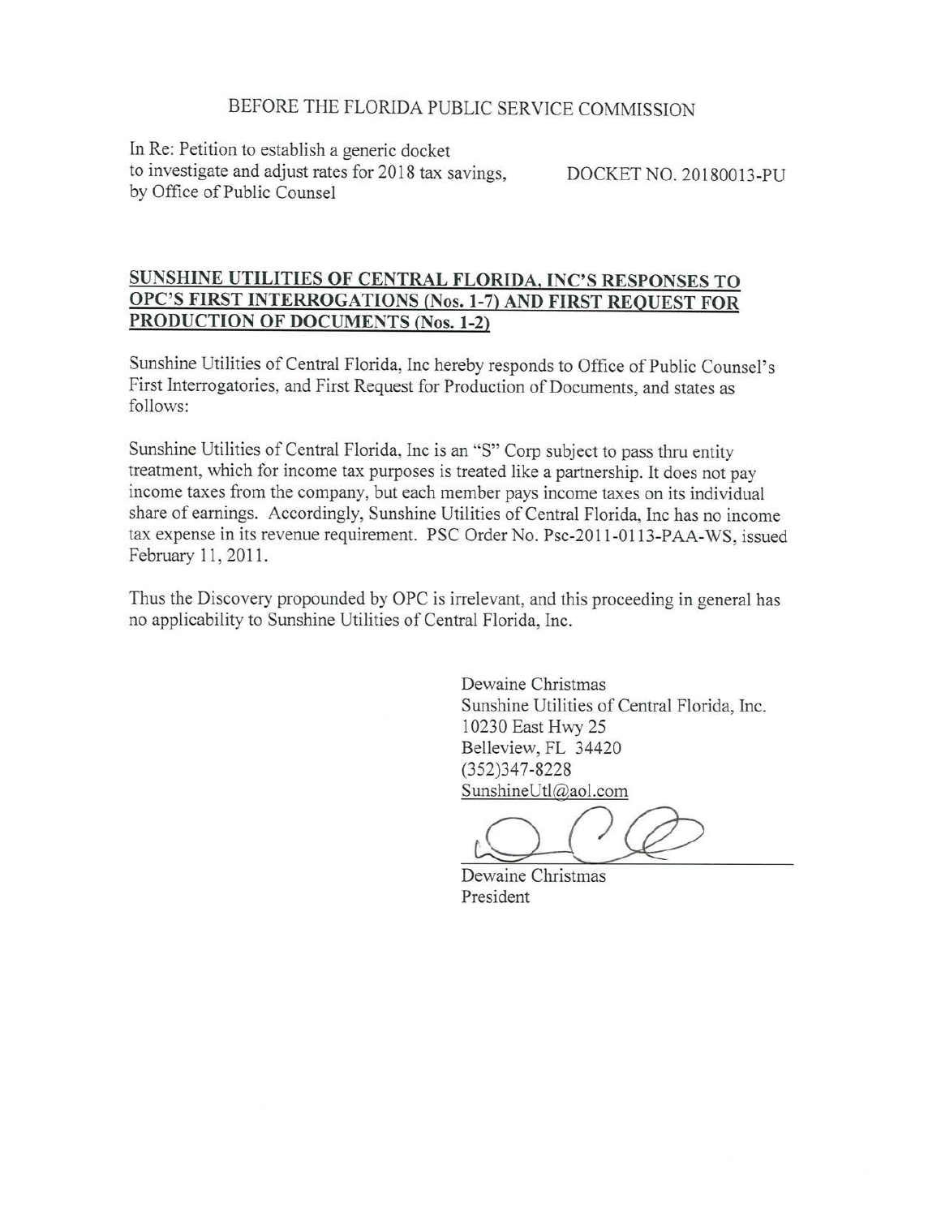BEFORE THE FLORIDA PUBLIC SERVICE COMMISSION

In Re: Petition to establish a generic docket to investigate and adjust rates for 2018 tax savings, by Office of Public Counsel

DOCKET NO. 20180013-PU

**SUNSHINE UTILITIES OF CENTRAL FLORIDA, INC'S RESPONSES TO OPC'S FIRST INTERROGATIONS (Nos. 1-7) AND FIRST REQUEST FOR PRODUCTION OF DOCUMENTS (Nos. 1-2)**

Sunshine Utilities of Central Florida, Inc hereby responds to Office of Public Counsel's First Interrogatories, and First Request for Production of Documents, and states as follows:

Sunshine Utilities of Central Florida, Inc is an "S" Corp subject to pass thru entity treatment, which for income tax purposes is treated like a partnership. It does not pay income taxes from the company, but each member pays income taxes on its individual share of earnings. Accordingly, Sunshine Utilities of Central Florida, Inc has no income tax expense in its revenue requirement. PSC Order No. Psc-2011-0113-PAA-WS, issued February 11, 2011.

Thus the Discovery propounded by OPC is irrelevant, and this proceeding in general has no applicability to Sunshine Utilities of Central Florida, Inc.

Dewaine Christmas
Sunshine Utilities of Central Florida, Inc.
10230 East Hwy 25
Belleview, FL 34420
(352)347-8228
SunshineUtl@aol.com

Dewaine Christmas
President